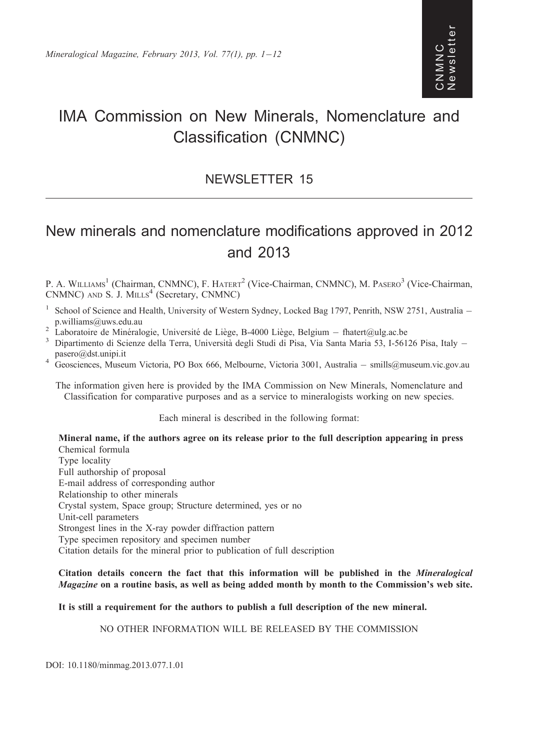# IMA Commission on New Minerals, Nomenclature and Classification (CNMNC)

## NEWSLETTER 15

## New minerals and nomenclature modifications approved in 2012 and 2013

P. A. Williams[1] (Chairman, CNMNC), F. Hatert[2] (Vice-Chairman, CNMNC), M. Pasero[3] (Vice-Chairman, CNMNC) and S. J. Mills[4] (Secretary, CNMNC)

[1] School of Science and Health, University of Western Sydney, Locked Bag 1797, Penrith, NSW 2751, Australia – p.williams@uws.edu.au

[2] Laboratoire de Minéralogie, Université de Liège, B-4000 Liège, Belgium – fhatert@ulg.ac.be

[3] Dipartimento di Scienze della Terra, Università degli Studi di Pisa, Via Santa Maria 53, I-56126 Pisa, Italy – pasero@dst.unipi.it

[4] Geosciences, Museum Victoria, PO Box 666, Melbourne, Victoria 3001, Australia – smills@museum.vic.gov.au

The information given here is provided by the IMA Commission on New Minerals, Nomenclature and Classification for comparative purposes and as a service to mineralogists working on new species.

Each mineral is described in the following format:

**Mineral name, if the authors agree on its release prior to the full description appearing in press**
Chemical formula
Type locality
Full authorship of proposal
E-mail address of corresponding author
Relationship to other minerals
Crystal system, Space group; Structure determined, yes or no
Unit-cell parameters
Strongest lines in the X-ray powder diffraction pattern
Type specimen repository and specimen number
Citation details for the mineral prior to publication of full description

**Citation details concern the fact that this information will be published in the *Mineralogical Magazine* on a routine basis, as well as being added month by month to the Commission's web site.**

**It is still a requirement for the authors to publish a full description of the new mineral.**

NO OTHER INFORMATION WILL BE RELEASED BY THE COMMISSION

DOI: 10.1180/minmag.2013.077.1.01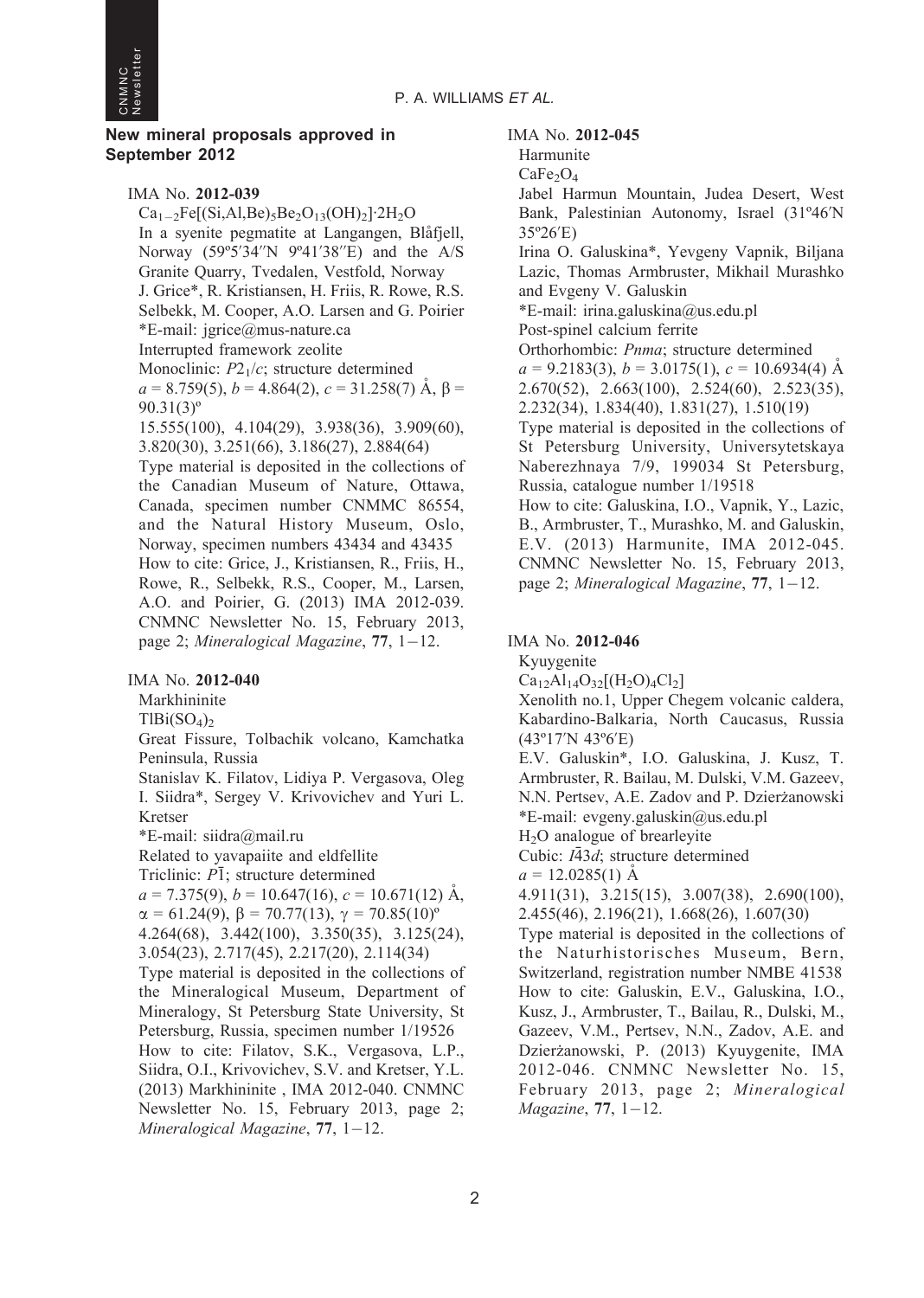## New mineral proposals approved in September 2012

### IMA No. **2012-039**

$Ca_{1-2}Fe[(Si,Al,Be)_5Be_2O_{13}(OH)_2]·2H_2O$

In a syenite pegmatite at Langangen, Blåfjell, Norway (59º5′34″N 9º41′38″E) and the A/S Granite Quarry, Tvedalen, Vestfold, Norway

J. Grice*, R. Kristiansen, H. Friis, R. Rowe, R.S. Selbekk, M. Cooper, A.O. Larsen and G. Poirier

*E-mail: jgrice@mus-nature.ca

Interrupted framework zeolite

Monoclinic: $P2_1/c$; structure determined

$a$ = 8.759(5), $b$ = 4.864(2), $c$ = 31.258(7) Å, β = 90.31(3)º

15.555(100), 4.104(29), 3.938(36), 3.909(60), 3.820(30), 3.251(66), 3.186(27), 2.884(64)

Type material is deposited in the collections of the Canadian Museum of Nature, Ottawa, Canada, specimen number CNMMC 86554, and the Natural History Museum, Oslo, Norway, specimen numbers 43434 and 43435

How to cite: Grice, J., Kristiansen, R., Friis, H., Rowe, R., Selbekk, R.S., Cooper, M., Larsen, A.O. and Poirier, G. (2013) IMA 2012-039. CNMNC Newsletter No. 15, February 2013, page 2; *Mineralogical Magazine*, **77**, 1−12.

### IMA No. **2012-040**

Markhininite

$TlBi(SO_4)_2$

Great Fissure, Tolbachik volcano, Kamchatka Peninsula, Russia

Stanislav K. Filatov, Lidiya P. Vergasova, Oleg I. Siidra*, Sergey V. Krivovichev and Yuri L. Kretser

*E-mail: siidra@mail.ru

Related to yavapaiite and eldfellite

Triclinic: $P\bar{1}$; structure determined

$a$ = 7.375(9), $b$ = 10.647(16), $c$ = 10.671(12) Å, α = 61.24(9), β = 70.77(13), γ = 70.85(10)º

4.264(68), 3.442(100), 3.350(35), 3.125(24), 3.054(23), 2.717(45), 2.217(20), 2.114(34)

Type material is deposited in the collections of the Mineralogical Museum, Department of Mineralogy, St Petersburg State University, St Petersburg, Russia, specimen number 1/19526

How to cite: Filatov, S.K., Vergasova, L.P., Siidra, O.I., Krivovichev, S.V. and Kretser, Y.L. (2013) Markhininite , IMA 2012-040. CNMNC Newsletter No. 15, February 2013, page 2; *Mineralogical Magazine*, **77**, 1−12.

### IMA No. **2012-045**

Harmunite

$CaFe_2O_4$

Jabel Harmun Mountain, Judea Desert, West Bank, Palestinian Autonomy, Israel (31º46′N 35º26′E)

Irina O. Galuskina*, Yevgeny Vapnik, Biljana Lazic, Thomas Armbruster, Mikhail Murashko and Evgeny V. Galuskin

*E-mail: irina.galuskina@us.edu.pl

Post-spinel calcium ferrite

Orthorhombic: *Pnma*; structure determined

$a$ = 9.2183(3), $b$ = 3.0175(1), $c$ = 10.6934(4) Å

2.670(52), 2.663(100), 2.524(60), 2.523(35), 2.232(34), 1.834(40), 1.831(27), 1.510(19)

Type material is deposited in the collections of St Petersburg University, Universytetskaya Naberezhnaya 7/9, 199034 St Petersburg, Russia, catalogue number 1/19518

How to cite: Galuskina, I.O., Vapnik, Y., Lazic, B., Armbruster, T., Murashko, M. and Galuskin, E.V. (2013) Harmunite, IMA 2012-045. CNMNC Newsletter No. 15, February 2013, page 2; *Mineralogical Magazine*, **77**, 1−12.

### IMA No. **2012-046**

Kyuygenite

$Ca_{12}Al_{14}O_{32}[(H_2O)_4Cl_2]$

Xenolith no.1, Upper Chegem volcanic caldera, Kabardino-Balkaria, North Caucasus, Russia (43º17′N 43º6′E)

E.V. Galuskin*, I.O. Galuskina, J. Kusz, T. Armbruster, R. Bailau, M. Dulski, V.M. Gazeev, N.N. Pertsev, A.E. Zadov and P. Dzierżanowski

*E-mail: evgeny.galuskin@us.edu.pl

$H_2O$ analogue of brearleyite

Cubic: $I\bar{4}3d$; structure determined

$a$ = 12.0285(1) Å

4.911(31), 3.215(15), 3.007(38), 2.690(100), 2.455(46), 2.196(21), 1.668(26), 1.607(30)

Type material is deposited in the collections of the Naturhistorisches Museum, Bern, Switzerland, registration number NMBE 41538

How to cite: Galuskin, E.V., Galuskina, I.O., Kusz, J., Armbruster, T., Bailau, R., Dulski, M., Gazeev, V.M., Pertsev, N.N., Zadov, A.E. and Dzierżanowski, P. (2013) Kyuygenite, IMA 2012-046. CNMNC Newsletter No. 15, February 2013, page 2; *Mineralogical Magazine*, **77**, 1−12.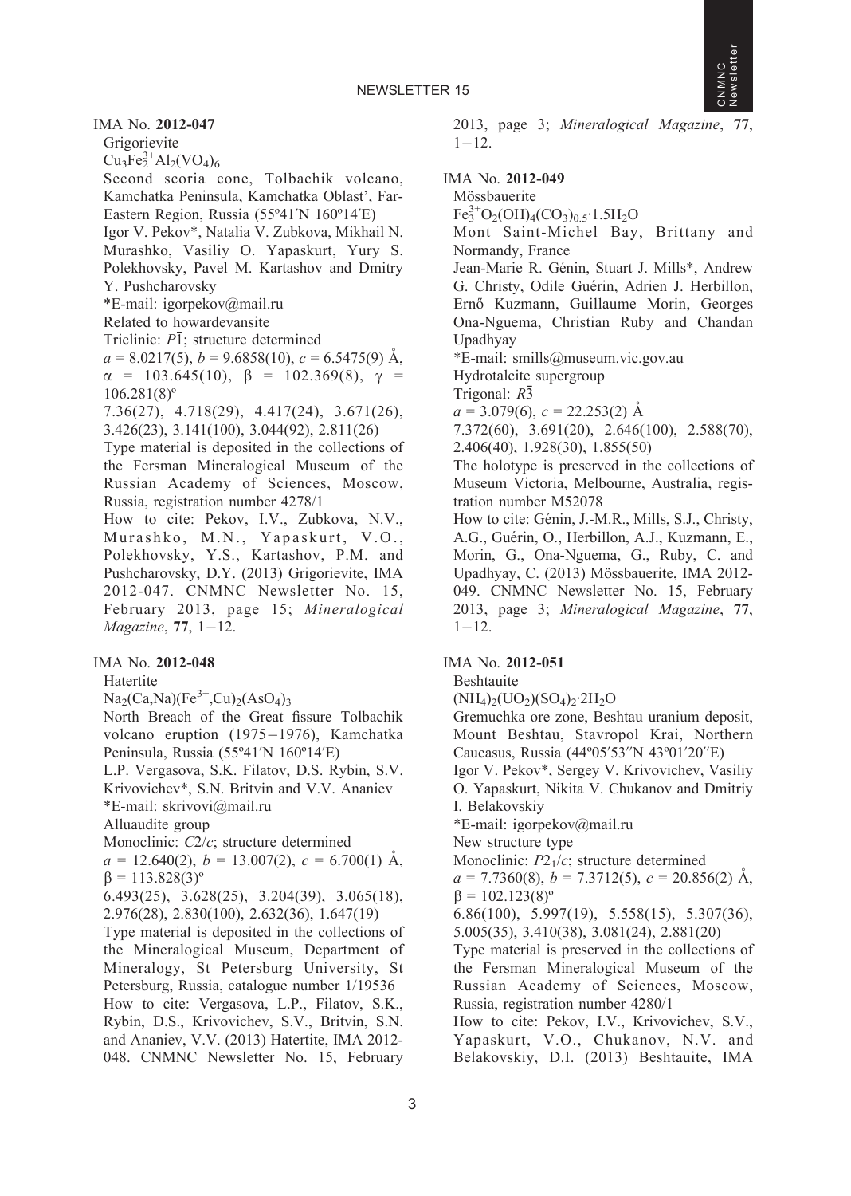IMA No. **2012-047**

Grigorievite

$Cu_3Fe_2^{3+}Al_2(VO_4)_6$

Second scoria cone, Tolbachik volcano, Kamchatka Peninsula, Kamchatka Oblast', Far-Eastern Region, Russia (55º41′N 160º14′E)

Igor V. Pekov*, Natalia V. Zubkova, Mikhail N. Murashko, Vasiliy O. Yapaskurt, Yury S. Polekhovsky, Pavel M. Kartashov and Dmitry Y. Pushcharovsky

*E-mail: igorpekov@mail.ru

Related to howardevansite

Triclinic: $P\bar{1}$; structure determined

$a$ = 8.0217(5), $b$ = 9.6858(10), $c$ = 6.5475(9) Å, $\alpha$ = 103.645(10), $\beta$ = 102.369(8), $\gamma$ = 106.281(8)º

7.36(27), 4.718(29), 4.417(24), 3.671(26), 3.426(23), 3.141(100), 3.044(92), 2.811(26)

Type material is deposited in the collections of the Fersman Mineralogical Museum of the Russian Academy of Sciences, Moscow, Russia, registration number 4278/1

How to cite: Pekov, I.V., Zubkova, N.V., Murashko, M.N., Yapaskurt, V.O., Polekhovsky, Y.S., Kartashov, P.M. and Pushcharovsky, D.Y. (2013) Grigorievite, IMA 2012-047. CNMNC Newsletter No. 15, February 2013, page 15; *Mineralogical Magazine*, **77**, 1–12.

IMA No. **2012-048**

Hatertite

$Na_2(Ca,Na)(Fe^{3+},Cu)_2(AsO_4)_3$

North Breach of the Great fissure Tolbachik volcano eruption (1975–1976), Kamchatka Peninsula, Russia (55º41′N 160º14′E)

L.P. Vergasova, S.K. Filatov, D.S. Rybin, S.V. Krivovichev*, S.N. Britvin and V.V. Ananiev

*E-mail: skrivovi@mail.ru

Alluaudite group

Monoclinic: $C2/c$; structure determined

$a$ = 12.640(2), $b$ = 13.007(2), $c$ = 6.700(1) Å, $\beta$ = 113.828(3)º

6.493(25), 3.628(25), 3.204(39), 3.065(18), 2.976(28), 2.830(100), 2.632(36), 1.647(19)

Type material is deposited in the collections of the Mineralogical Museum, Department of Mineralogy, St Petersburg University, St Petersburg, Russia, catalogue number 1/19536

How to cite: Vergasova, L.P., Filatov, S.K., Rybin, D.S., Krivovichev, S.V., Britvin, S.N. and Ananiev, V.V. (2013) Hatertite, IMA 2012-048. CNMNC Newsletter No. 15, February 2013, page 3; *Mineralogical Magazine*, **77**, 1–12.

IMA No. **2012-049**

Mössbauerite

$Fe_3^{3+}O_2(OH)_4(CO_3)_{0.5}\cdot1.5H_2O$

Mont Saint-Michel Bay, Brittany and Normandy, France

Jean-Marie R. Génin, Stuart J. Mills*, Andrew G. Christy, Odile Guérin, Adrien J. Herbillon, Ernő Kuzmann, Guillaume Morin, Georges Ona-Nguema, Christian Ruby and Chandan Upadhyay

*E-mail: smills@museum.vic.gov.au

Hydrotalcite supergroup

Trigonal: $R\bar{3}$

$a$ = 3.079(6), $c$ = 22.253(2) Å

7.372(60), 3.691(20), 2.646(100), 2.588(70), 2.406(40), 1.928(30), 1.855(50)

The holotype is preserved in the collections of Museum Victoria, Melbourne, Australia, registration number M52078

How to cite: Génin, J.-M.R., Mills, S.J., Christy, A.G., Guérin, O., Herbillon, A.J., Kuzmann, E., Morin, G., Ona-Nguema, G., Ruby, C. and Upadhyay, C. (2013) Mössbauerite, IMA 2012-049. CNMNC Newsletter No. 15, February 2013, page 3; *Mineralogical Magazine*, **77**, 1–12.

IMA No. **2012-051**

Beshtauite

$(NH_4)_2(UO_2)(SO_4)_2\cdot2H_2O$

Gremuchka ore zone, Beshtau uranium deposit, Mount Beshtau, Stavropol Krai, Northern Caucasus, Russia (44º05′53″N 43º01′20″E)

Igor V. Pekov*, Sergey V. Krivovichev, Vasiliy O. Yapaskurt, Nikita V. Chukanov and Dmitriy I. Belakovskiy

*E-mail: igorpekov@mail.ru

New structure type

Monoclinic: $P2_1/c$; structure determined

$a$ = 7.7360(8), $b$ = 7.3712(5), $c$ = 20.856(2) Å, $\beta$ = 102.123(8)º

6.86(100), 5.997(19), 5.558(15), 5.307(36), 5.005(35), 3.410(38), 3.081(24), 2.881(20)

Type material is preserved in the collections of the Fersman Mineralogical Museum of the Russian Academy of Sciences, Moscow, Russia, registration number 4280/1

How to cite: Pekov, I.V., Krivovichev, S.V., Yapaskurt, V.O., Chukanov, N.V. and Belakovskiy, D.I. (2013) Beshtauite, IMA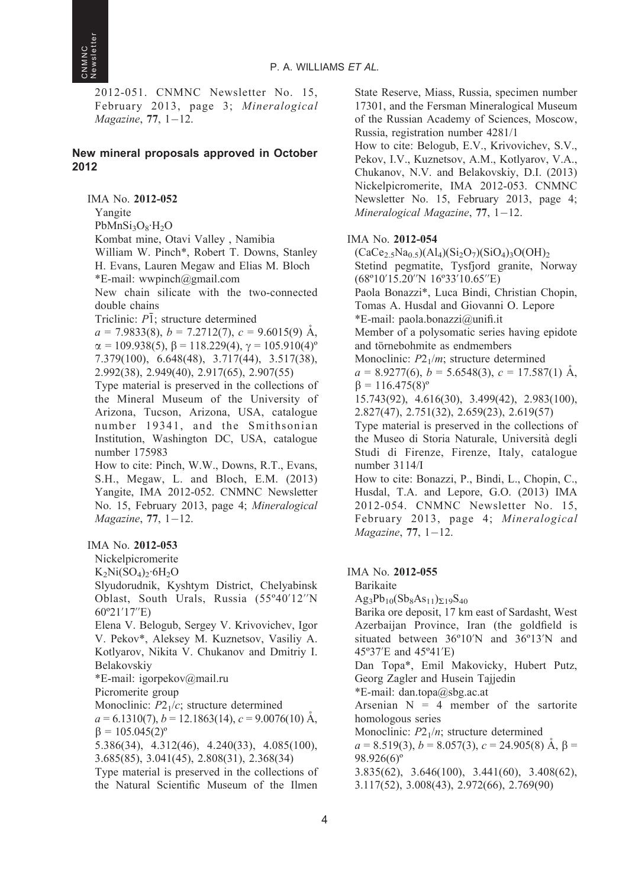2012-051. CNMNC Newsletter No. 15, February 2013, page 3; *Mineralogical Magazine*, **77**, 1–12.

## New mineral proposals approved in October 2012

IMA No. **2012-052**

Yangite

$PbMnSi_3O_8 \cdot H_2O$

Kombat mine, Otavi Valley , Namibia

William W. Pinch*, Robert T. Downs, Stanley H. Evans, Lauren Megaw and Elias M. Bloch

*E-mail: wwpinch@gmail.com

New chain silicate with the two-connected double chains

Triclinic: $P\bar{1}$; structure determined

$a$ = 7.9833(8), $b$ = 7.2712(7), $c$ = 9.6015(9) Å, $\alpha$ = 109.938(5), $\beta$ = 118.229(4), $\gamma$ = 105.910(4)º

7.379(100), 6.648(48), 3.717(44), 3.517(38), 2.992(38), 2.949(40), 2.917(65), 2.907(55)

Type material is preserved in the collections of the Mineral Museum of the University of Arizona, Tucson, Arizona, USA, catalogue number 19341, and the Smithsonian Institution, Washington DC, USA, catalogue number 175983

How to cite: Pinch, W.W., Downs, R.T., Evans, S.H., Megaw, L. and Bloch, E.M. (2013) Yangite, IMA 2012-052. CNMNC Newsletter No. 15, February 2013, page 4; *Mineralogical Magazine*, **77**, 1–12.

IMA No. **2012-053**

Nickelpicromerite

$K_2Ni(SO_4)_2 \cdot 6H_2O$

Slyudorudnik, Kyshtym District, Chelyabinsk Oblast, South Urals, Russia (55º40′12″N 60º21′17″E)

Elena V. Belogub, Sergey V. Krivovichev, Igor V. Pekov*, Aleksey M. Kuznetsov, Vasiliy A. Kotlyarov, Nikita V. Chukanov and Dmitriy I. Belakovskiy

*E-mail: igorpekov@mail.ru

Picromerite group

Monoclinic: $P2_1/c$; structure determined

$a$ = 6.1310(7), $b$ = 12.1863(14), $c$ = 9.0076(10) Å, $\beta$ = 105.045(2)º

5.386(34), 4.312(46), 4.240(33), 4.085(100), 3.685(85), 3.041(45), 2.808(31), 2.368(34)

Type material is preserved in the collections of the Natural Scientific Museum of the Ilmen State Reserve, Miass, Russia, specimen number 17301, and the Fersman Mineralogical Museum of the Russian Academy of Sciences, Moscow, Russia, registration number 4281/1

How to cite: Belogub, E.V., Krivovichev, S.V., Pekov, I.V., Kuznetsov, A.M., Kotlyarov, V.A., Chukanov, N.V. and Belakovskiy, D.I. (2013) Nickelpicromerite, IMA 2012-053. CNMNC Newsletter No. 15, February 2013, page 4; *Mineralogical Magazine*, **77**, 1–12.

IMA No. **2012-054**

$(CaCe_{2.5}Na_{0.5})(Al_4)(Si_2O_7)(SiO_4)_3O(OH)_2$

Stetind pegmatite, Tysfjord granite, Norway (68º10′15.20″N 16º33′10.65″E)

Paola Bonazzi*, Luca Bindi, Christian Chopin, Tomas A. Husdal and Giovanni O. Lepore

*E-mail: paola.bonazzi@unifi.it

Member of a polysomatic series having epidote and törnebohmite as endmembers

Monoclinic: $P2_1/m$; structure determined

$a$ = 8.9277(6), $b$ = 5.6548(3), $c$ = 17.587(1) Å, $\beta$ = 116.475(8)º

15.743(92), 4.616(30), 3.499(42), 2.983(100), 2.827(47), 2.751(32), 2.659(23), 2.619(57)

Type material is preserved in the collections of the Museo di Storia Naturale, Università degli Studi di Firenze, Firenze, Italy, catalogue number 3114/I

How to cite: Bonazzi, P., Bindi, L., Chopin, C., Husdal, T.A. and Lepore, G.O. (2013) IMA 2012-054. CNMNC Newsletter No. 15, February 2013, page 4; *Mineralogical Magazine*, **77**, 1–12.

IMA No. **2012-055**

Barikaite

$Ag_3Pb_{10}(Sb_8As_{11})_{\Sigma 19}S_{40}$

Barika ore deposit, 17 km east of Sardasht, West Azerbaijan Province, Iran (the goldfield is situated between 36º10′N and 36º13′N and 45º37′E and 45º41′E)

Dan Topa*, Emil Makovicky, Hubert Putz, Georg Zagler and Husein Tajjedin

*E-mail: dan.topa@sbg.ac.at

Arsenian N = 4 member of the sartorite homologous series

Monoclinic: $P2_1/n$; structure determined

$a$ = 8.519(3), $b$ = 8.057(3), $c$ = 24.905(8) Å, $\beta$ = 98.926(6)º

3.835(62), 3.646(100), 3.441(60), 3.408(62), 3.117(52), 3.008(43), 2.972(66), 2.769(90)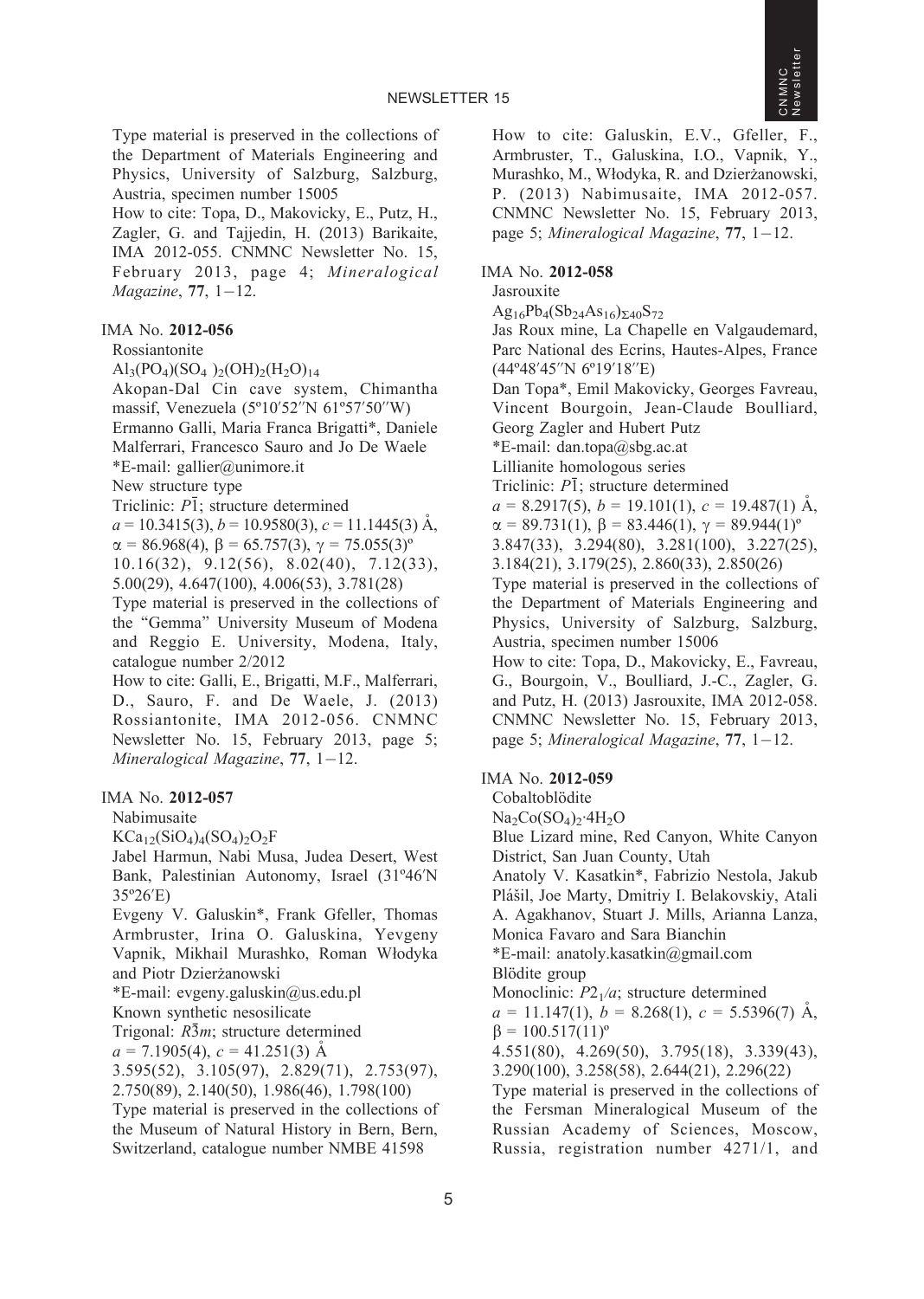Type material is preserved in the collections of the Department of Materials Engineering and Physics, University of Salzburg, Salzburg, Austria, specimen number 15005

How to cite: Topa, D., Makovicky, E., Putz, H., Zagler, G. and Tajjedin, H. (2013) Barikaite, IMA 2012-055. CNMNC Newsletter No. 15, February 2013, page 4; *Mineralogical Magazine*, **77**, 1–12.

IMA No. **2012-056**

Rossiantonite

$Al_3(PO_4)(SO_4)_2(OH)_2(H_2O)_{14}$

Akopan-Dal Cin cave system, Chimantha massif, Venezuela (5º10′52′′N 61º57′50′′W)

Ermanno Galli, Maria Franca Brigatti*, Daniele Malferrari, Francesco Sauro and Jo De Waele

*E-mail: gallier@unimore.it

New structure type

Triclinic: $P\bar{1}$; structure determined

$a$ = 10.3415(3), $b$ = 10.9580(3), $c$ = 11.1445(3) Å, $\alpha$ = 86.968(4), $\beta$ = 65.757(3), $\gamma$ = 75.055(3)º

10.16(32), 9.12(56), 8.02(40), 7.12(33), 5.00(29), 4.647(100), 4.006(53), 3.781(28)

Type material is preserved in the collections of the "Gemma" University Museum of Modena and Reggio E. University, Modena, Italy, catalogue number 2/2012

How to cite: Galli, E., Brigatti, M.F., Malferrari, D., Sauro, F. and De Waele, J. (2013) Rossiantonite, IMA 2012-056. CNMNC Newsletter No. 15, February 2013, page 5; *Mineralogical Magazine*, **77**, 1–12.

IMA No. **2012-057**

Nabimusaite

$KCa_{12}(SiO_4)_4(SO_4)_2O_2F$

Jabel Harmun, Nabi Musa, Judea Desert, West Bank, Palestinian Autonomy, Israel (31º46′N 35º26′E)

Evgeny V. Galuskin*, Frank Gfeller, Thomas Armbruster, Irina O. Galuskina, Yevgeny Vapnik, Mikhail Murashko, Roman Włodyka and Piotr Dzierżanowski

*E-mail: evgeny.galuskin@us.edu.pl

Known synthetic nesosilicate

Trigonal: $R\bar{3}m$; structure determined

$a$ = 7.1905(4), $c$ = 41.251(3) Å

3.595(52), 3.105(97), 2.829(71), 2.753(97), 2.750(89), 2.140(50), 1.986(46), 1.798(100)

Type material is preserved in the collections of the Museum of Natural History in Bern, Bern, Switzerland, catalogue number NMBE 41598

How to cite: Galuskin, E.V., Gfeller, F., Armbruster, T., Galuskina, I.O., Vapnik, Y., Murashko, M., Włodyka, R. and Dzierżanowski, P. (2013) Nabimusaite, IMA 2012-057. CNMNC Newsletter No. 15, February 2013, page 5; *Mineralogical Magazine*, **77**, 1–12.

IMA No. **2012-058**

Jasrouxite

$Ag_{16}Pb_4(Sb_{24}As_{16})_{\Sigma 40}S_{72}$

Jas Roux mine, La Chapelle en Valgaudemard, Parc National des Ecrins, Hautes-Alpes, France (44º48′45′′N 6º19′18′′E)

Dan Topa*, Emil Makovicky, Georges Favreau, Vincent Bourgoin, Jean-Claude Boulliard, Georg Zagler and Hubert Putz

*E-mail: dan.topa@sbg.ac.at

Lillianite homologous series

Triclinic: $P\bar{1}$; structure determined

$a$ = 8.2917(5), $b$ = 19.101(1), $c$ = 19.487(1) Å, $\alpha$ = 89.731(1), $\beta$ = 83.446(1), $\gamma$ = 89.944(1)º

3.847(33), 3.294(80), 3.281(100), 3.227(25), 3.184(21), 3.179(25), 2.860(33), 2.850(26)

Type material is preserved in the collections of the Department of Materials Engineering and Physics, University of Salzburg, Salzburg, Austria, specimen number 15006

How to cite: Topa, D., Makovicky, E., Favreau, G., Bourgoin, V., Boulliard, J.-C., Zagler, G. and Putz, H. (2013) Jasrouxite, IMA 2012-058. CNMNC Newsletter No. 15, February 2013, page 5; *Mineralogical Magazine*, **77**, 1–12.

IMA No. **2012-059**

Cobaltoblödite

$Na_2Co(SO_4)_2 \cdot 4H_2O$

Blue Lizard mine, Red Canyon, White Canyon District, San Juan County, Utah

Anatoly V. Kasatkin*, Fabrizio Nestola, Jakub Plášil, Joe Marty, Dmitriy I. Belakovskiy, Atali A. Agakhanov, Stuart J. Mills, Arianna Lanza, Monica Favaro and Sara Bianchin

*E-mail: anatoly.kasatkin@gmail.com

Blödite group

Monoclinic: $P2_1/a$; structure determined

$a$ = 11.147(1), $b$ = 8.268(1), $c$ = 5.5396(7) Å, $\beta$ = 100.517(11)º

4.551(80), 4.269(50), 3.795(18), 3.339(43), 3.290(100), 3.258(58), 2.644(21), 2.296(22)

Type material is preserved in the collections of the Fersman Mineralogical Museum of the Russian Academy of Sciences, Moscow, Russia, registration number 4271/1, and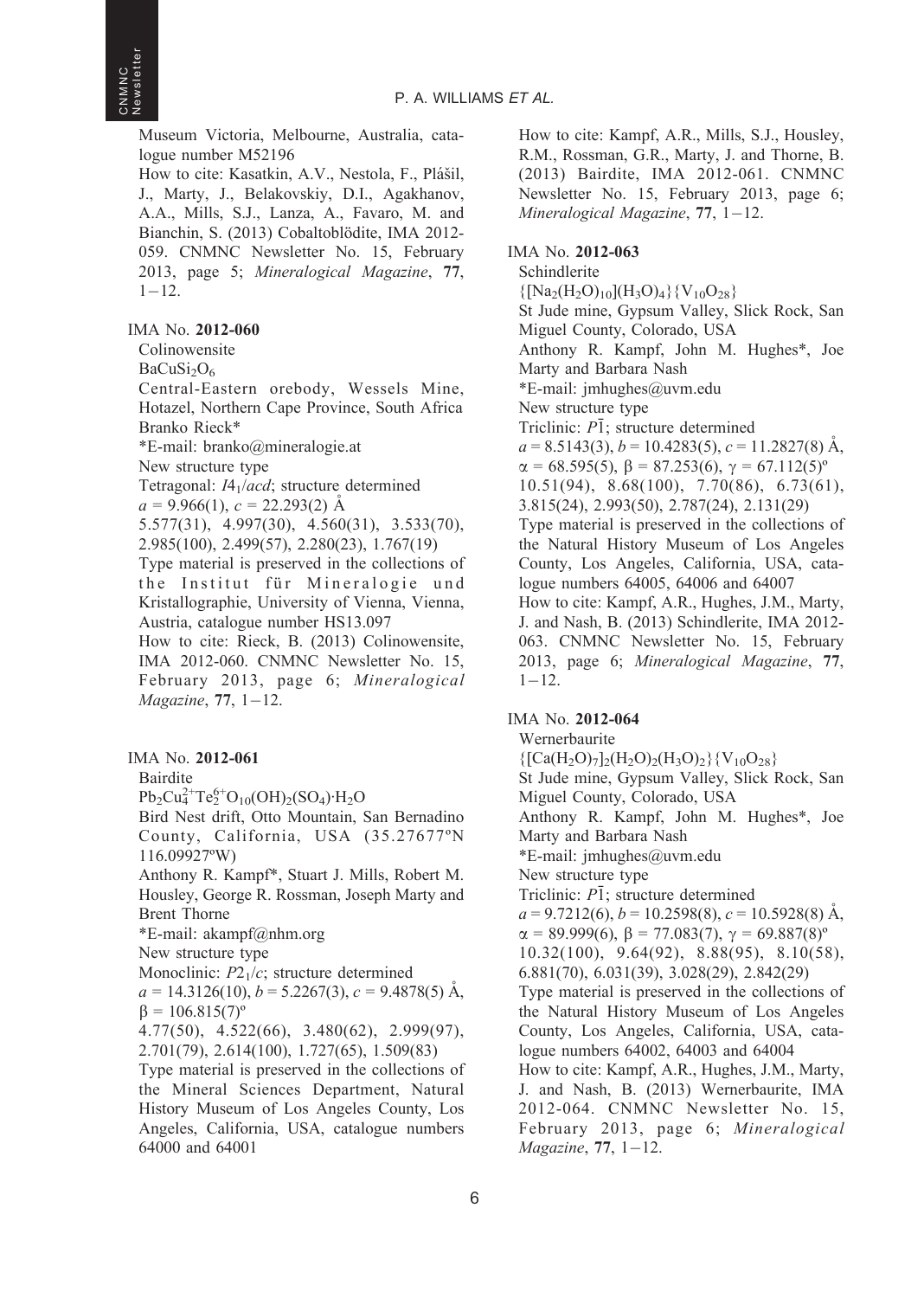Museum Victoria, Melbourne, Australia, catalogue number M52196

How to cite: Kasatkin, A.V., Nestola, F., Plášil, J., Marty, J., Belakovskiy, D.I., Agakhanov, A.A., Mills, S.J., Lanza, A., Favaro, M. and Bianchin, S. (2013) Cobaltoblödite, IMA 2012-059. CNMNC Newsletter No. 15, February 2013, page 5; *Mineralogical Magazine*, **77**, 1–12.

IMA No. **2012-060**

Colinowensite

$BaCuSi_2O_6$

Central-Eastern orebody, Wessels Mine, Hotazel, Northern Cape Province, South Africa

Branko Rieck*

*E-mail: branko@mineralogie.at

New structure type

Tetragonal: $I4_1/acd$; structure determined

$a$ = 9.966(1), $c$ = 22.293(2) Å

5.577(31), 4.997(30), 4.560(31), 3.533(70), 2.985(100), 2.499(57), 2.280(23), 1.767(19)

Type material is preserved in the collections of the Institut für Mineralogie und Kristallographie, University of Vienna, Vienna, Austria, catalogue number HS13.097

How to cite: Rieck, B. (2013) Colinowensite, IMA 2012-060. CNMNC Newsletter No. 15, February 2013, page 6; *Mineralogical Magazine*, **77**, 1–12.

IMA No. **2012-061**

Bairdite

$Pb_2Cu_4^{2+}Te_2^{6+}O_{10}(OH)_2(SO_4)\cdot H_2O$

Bird Nest drift, Otto Mountain, San Bernadino County, California, USA (35.27677ºN 116.09927ºW)

Anthony R. Kampf*, Stuart J. Mills, Robert M. Housley, George R. Rossman, Joseph Marty and Brent Thorne

*E-mail: akampf@nhm.org

New structure type

Monoclinic: $P2_1/c$; structure determined

$a$ = 14.3126(10), $b$ = 5.2267(3), $c$ = 9.4878(5) Å, $\beta$ = 106.815(7)º

4.77(50), 4.522(66), 3.480(62), 2.999(97), 2.701(79), 2.614(100), 1.727(65), 1.509(83)

Type material is preserved in the collections of the Mineral Sciences Department, Natural History Museum of Los Angeles County, Los Angeles, California, USA, catalogue numbers 64000 and 64001

How to cite: Kampf, A.R., Mills, S.J., Housley, R.M., Rossman, G.R., Marty, J. and Thorne, B. (2013) Bairdite, IMA 2012-061. CNMNC Newsletter No. 15, February 2013, page 6; *Mineralogical Magazine*, **77**, 1–12.

IMA No. **2012-063**

Schindlerite

$\{[Na_2(H_2O)_{10}](H_3O)_4\}\{V_{10}O_{28}\}$

St Jude mine, Gypsum Valley, Slick Rock, San Miguel County, Colorado, USA

Anthony R. Kampf, John M. Hughes*, Joe Marty and Barbara Nash

*E-mail: jmhughes@uvm.edu

New structure type

Triclinic: $P\bar{1}$; structure determined

$a$ = 8.5143(3), $b$ = 10.4283(5), $c$ = 11.2827(8) Å, $\alpha$ = 68.595(5), $\beta$ = 87.253(6), $\gamma$ = 67.112(5)º

10.51(94), 8.68(100), 7.70(86), 6.73(61), 3.815(24), 2.993(50), 2.787(24), 2.131(29)

Type material is preserved in the collections of the Natural History Museum of Los Angeles County, Los Angeles, California, USA, catalogue numbers 64005, 64006 and 64007

How to cite: Kampf, A.R., Hughes, J.M., Marty, J. and Nash, B. (2013) Schindlerite, IMA 2012-063. CNMNC Newsletter No. 15, February 2013, page 6; *Mineralogical Magazine*, **77**, 1–12.

IMA No. **2012-064**

Wernerbaurite

$\{[Ca(H_2O)_7]_2(H_2O)_2(H_3O)_2\}\{V_{10}O_{28}\}$

St Jude mine, Gypsum Valley, Slick Rock, San Miguel County, Colorado, USA

Anthony R. Kampf, John M. Hughes*, Joe Marty and Barbara Nash

*E-mail: jmhughes@uvm.edu

New structure type

Triclinic: $P\bar{1}$; structure determined

$a$ = 9.7212(6), $b$ = 10.2598(8), $c$ = 10.5928(8) Å, $\alpha$ = 89.999(6), $\beta$ = 77.083(7), $\gamma$ = 69.887(8)º

10.32(100), 9.64(92), 8.88(95), 8.10(58), 6.881(70), 6.031(39), 3.028(29), 2.842(29)

Type material is preserved in the collections of the Natural History Museum of Los Angeles County, Los Angeles, California, USA, catalogue numbers 64002, 64003 and 64004

How to cite: Kampf, A.R., Hughes, J.M., Marty, J. and Nash, B. (2013) Wernerbaurite, IMA 2012-064. CNMNC Newsletter No. 15, February 2013, page 6; *Mineralogical Magazine*, **77**, 1–12.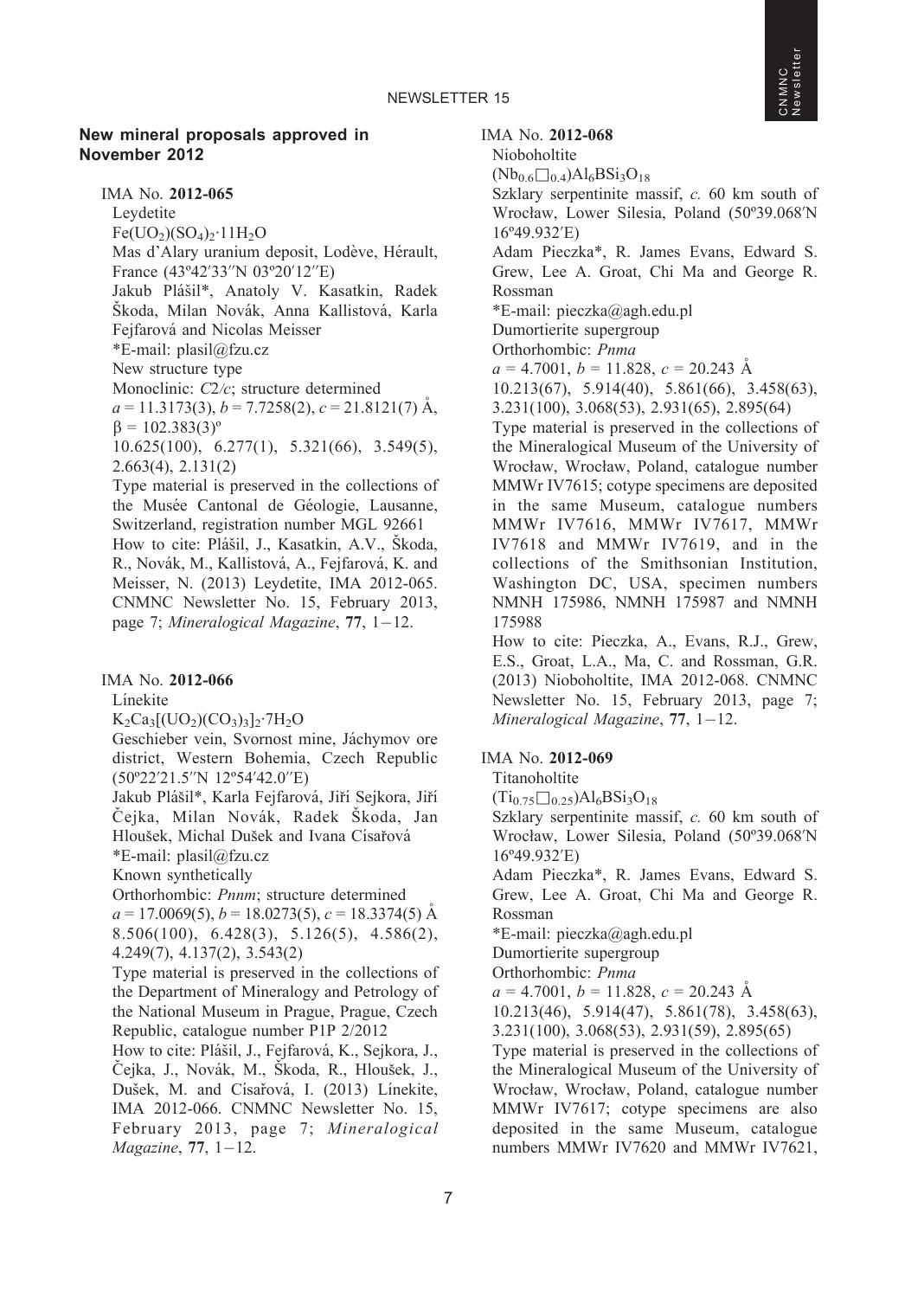## New mineral proposals approved in November 2012

IMA No. **2012-065**

Leydetite

$Fe(UO_2)(SO_4)_2·11H_2O$

Mas d'Alary uranium deposit, Lodève, Hérault, France (43º42′33″N 03º20′12″E)

Jakub Plášil*, Anatoly V. Kasatkin, Radek Škoda, Milan Novák, Anna Kallistová, Karla Fejfarová and Nicolas Meisser

*E-mail: plasil@fzu.cz

New structure type

Monoclinic: *C*2/*c*; structure determined

$a$ = 11.3173(3), $b$ = 7.7258(2), $c$ = 21.8121(7) Å, β = 102.383(3)º

10.625(100), 6.277(1), 5.321(66), 3.549(5), 2.663(4), 2.131(2)

Type material is preserved in the collections of the Musée Cantonal de Géologie, Lausanne, Switzerland, registration number MGL 92661

How to cite: Plášil, J., Kasatkin, A.V., Škoda, R., Novák, M., Kallistová, A., Fejfarová, K. and Meisser, N. (2013) Leydetite, IMA 2012-065. CNMNC Newsletter No. 15, February 2013, page 7; *Mineralogical Magazine*, **77**, 1−12.

IMA No. **2012-066**

Línekite

$K_2Ca_3[(UO_2)(CO_3)_3]_2·7H_2O$

Geschieber vein, Svornost mine, Jáchymov ore district, Western Bohemia, Czech Republic (50º22′21.5″N 12º54′42.0″E)

Jakub Plášil*, Karla Fejfarová, Jiří Sejkora, Jiří Čejka, Milan Novák, Radek Škoda, Jan Hloušek, Michal Dušek and Ivana Císařová

*E-mail: plasil@fzu.cz

Known synthetically

Orthorhombic: *Pnnm*; structure determined

$a$ = 17.0069(5), $b$ = 18.0273(5), $c$ = 18.3374(5) Å

8.506(100), 6.428(3), 5.126(5), 4.586(2), 4.249(7), 4.137(2), 3.543(2)

Type material is preserved in the collections of the Department of Mineralogy and Petrology of the National Museum in Prague, Prague, Czech Republic, catalogue number P1P 2/2012

How to cite: Plášil, J., Fejfarová, K., Sejkora, J., Čejka, J., Novák, M., Škoda, R., Hloušek, J., Dušek, M. and Císařová, I. (2013) Línekite, IMA 2012-066. CNMNC Newsletter No. 15, February 2013, page 7; *Mineralogical Magazine*, **77**, 1−12.

IMA No. **2012-068**

Nioboholtite

$(Nb_{0.6}\square_{0.4})Al_6BSi_3O_{18}$

Szklary serpentinite massif, *c.* 60 km south of Wrocław, Lower Silesia, Poland (50º39.068′N 16º49.932′E)

Adam Pieczka*, R. James Evans, Edward S. Grew, Lee A. Groat, Chi Ma and George R. Rossman

*E-mail: pieczka@agh.edu.pl

Dumortierite supergroup

Orthorhombic: *Pnma*

$a$ = 4.7001, $b$ = 11.828, $c$ = 20.243 Å

10.213(67), 5.914(40), 5.861(66), 3.458(63), 3.231(100), 3.068(53), 2.931(65), 2.895(64)

Type material is preserved in the collections of the Mineralogical Museum of the University of Wrocław, Wrocław, Poland, catalogue number MMWr IV7615; cotype specimens are deposited in the same Museum, catalogue numbers MMWr IV7616, MMWr IV7617, MMWr IV7618 and MMWr IV7619, and in the collections of the Smithsonian Institution, Washington DC, USA, specimen numbers NMNH 175986, NMNH 175987 and NMNH 175988

How to cite: Pieczka, A., Evans, R.J., Grew, E.S., Groat, L.A., Ma, C. and Rossman, G.R. (2013) Nioboholtite, IMA 2012-068. CNMNC Newsletter No. 15, February 2013, page 7; *Mineralogical Magazine*, **77**, 1−12.

IMA No. **2012-069**

Titanoholtite

$(Ti_{0.75}\square_{0.25})Al_6BSi_3O_{18}$

Szklary serpentinite massif, *c.* 60 km south of Wrocław, Lower Silesia, Poland (50º39.068′N 16º49.932′E)

Adam Pieczka*, R. James Evans, Edward S. Grew, Lee A. Groat, Chi Ma and George R. Rossman

*E-mail: pieczka@agh.edu.pl

Dumortierite supergroup

Orthorhombic: *Pnma*

$a$ = 4.7001, $b$ = 11.828, $c$ = 20.243 Å

10.213(46), 5.914(47), 5.861(78), 3.458(63), 3.231(100), 3.068(53), 2.931(59), 2.895(65)

Type material is preserved in the collections of the Mineralogical Museum of the University of Wrocław, Wrocław, Poland, catalogue number MMWr IV7617; cotype specimens are also deposited in the same Museum, catalogue numbers MMWr IV7620 and MMWr IV7621,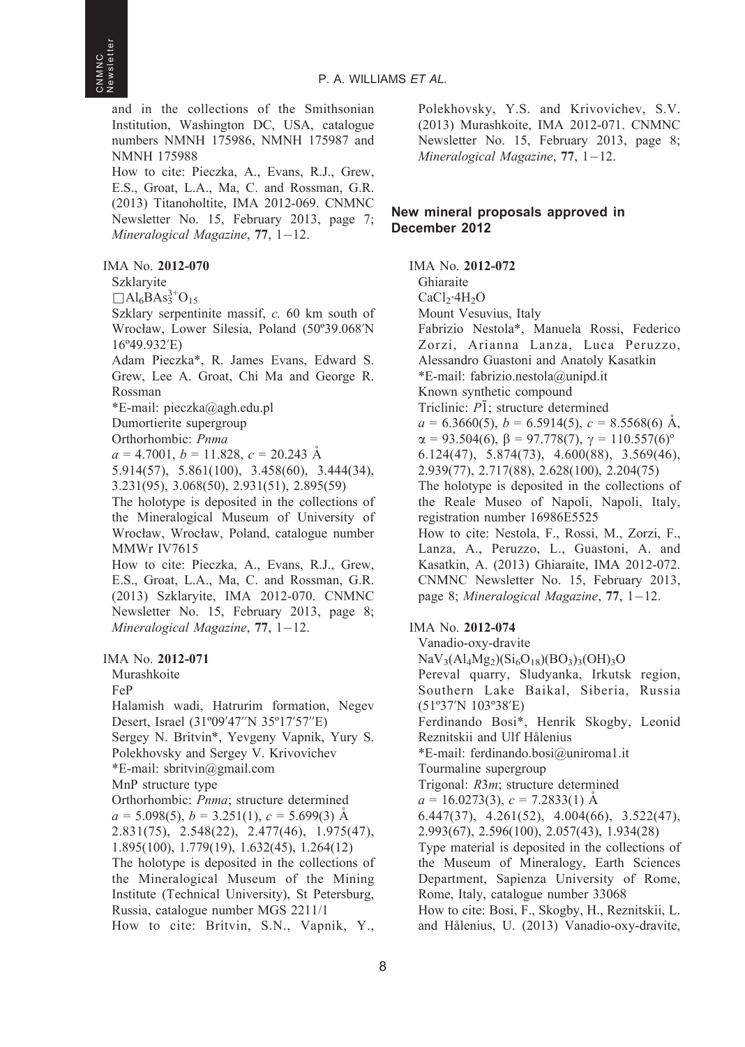and in the collections of the Smithsonian Institution, Washington DC, USA, catalogue numbers NMNH 175986, NMNH 175987 and NMNH 175988

How to cite: Pieczka, A., Evans, R.J., Grew, E.S., Groat, L.A., Ma, C. and Rossman, G.R. (2013) Titanoholtite, IMA 2012-069. CNMNC Newsletter No. 15, February 2013, page 7; *Mineralogical Magazine*, **77**, 1–12.

IMA No. **2012-070**

Szklaryite

$\square Al_6BAs^{3+}_3O_{15}$

Szklary serpentinite massif, *c.* 60 km south of Wrocław, Lower Silesia, Poland (50º39.068′N 16º49.932′E)

Adam Pieczka*, R. James Evans, Edward S. Grew, Lee A. Groat, Chi Ma and George R. Rossman

*E-mail: pieczka@agh.edu.pl

Dumortierite supergroup

Orthorhombic: *Pnma*

$a$ = 4.7001, $b$ = 11.828, $c$ = 20.243 Å

5.914(57), 5.861(100), 3.458(60), 3.444(34), 3.231(95), 3.068(50), 2.931(51), 2.895(59)

The holotype is deposited in the collections of the Mineralogical Museum of University of Wrocław, Wrocław, Poland, catalogue number MMWr IV7615

How to cite: Pieczka, A., Evans, R.J., Grew, E.S., Groat, L.A., Ma, C. and Rossman, G.R. (2013) Szklaryite, IMA 2012-070. CNMNC Newsletter No. 15, February 2013, page 8; *Mineralogical Magazine*, **77**, 1–12.

IMA No. **2012-071**

Murashkoite

FeP

Halamish wadi, Hatrurim formation, Negev Desert, Israel (31º09′47″N 35º17′57″E)

Sergey N. Britvin*, Yevgeny Vapnik, Yury S. Polekhovsky and Sergey V. Krivovichev

*E-mail: sbritvin@gmail.com

MnP structure type

Orthorhombic: *Pnma*; structure determined

$a$ = 5.098(5), $b$ = 3.251(1), $c$ = 5.699(3) Å

2.831(75), 2.548(22), 2.477(46), 1.975(47), 1.895(100), 1.779(19), 1.632(45), 1.264(12)

The holotype is deposited in the collections of the Mineralogical Museum of the Mining Institute (Technical University), St Petersburg, Russia, catalogue number MGS 2211/1

How to cite: Britvin, S.N., Vapnik, Y., Polekhovsky, Y.S. and Krivovichev, S.V. (2013) Murashkoite, IMA 2012-071. CNMNC Newsletter No. 15, February 2013, page 8; *Mineralogical Magazine*, **77**, 1–12.

## New mineral proposals approved in December 2012

IMA No. **2012-072**

Ghiaraite

$CaCl_2{\cdot}4H_2O$

Mount Vesuvius, Italy

Fabrizio Nestola*, Manuela Rossi, Federico Zorzi, Arianna Lanza, Luca Peruzzo, Alessandro Guastoni and Anatoly Kasatkin

*E-mail: fabrizio.nestola@unipd.it

Known synthetic compound

Triclinic: $P\bar{1}$; structure determined

$a$ = 6.3660(5), $b$ = 6.5914(5), $c$ = 8.5568(6) Å, $\alpha$ = 93.504(6), $\beta$ = 97.778(7), $\gamma$ = 110.557(6)º

6.124(47), 5.874(73), 4.600(88), 3.569(46), 2.939(77), 2.717(88), 2.628(100), 2.204(75)

The holotype is deposited in the collections of the Reale Museo of Napoli, Napoli, Italy, registration number 16986E5525

How to cite: Nestola, F., Rossi, M., Zorzi, F., Lanza, A., Peruzzo, L., Guastoni, A. and Kasatkin, A. (2013) Ghiaraite, IMA 2012-072. CNMNC Newsletter No. 15, February 2013, page 8; *Mineralogical Magazine*, **77**, 1–12.

IMA No. **2012-074**

Vanadio-oxy-dravite

$NaV_3(Al_4Mg_2)(Si_6O_{18})(BO_3)_3(OH)_3O$

Pereval quarry, Sludyanka, Irkutsk region, Southern Lake Baikal, Siberia, Russia (51º37′N 103º38′E)

Ferdinando Bosi*, Henrik Skogby, Leonid Reznitskii and Ulf Hålenius

*E-mail: ferdinando.bosi@uniroma1.it

Tourmaline supergroup

Trigonal: $R3m$; structure determined

$a$ = 16.0273(3), $c$ = 7.2833(1) Å

6.447(37), 4.261(52), 4.004(66), 3.522(47), 2.993(67), 2.596(100), 2.057(43), 1.934(28)

Type material is deposited in the collections of the Museum of Mineralogy, Earth Sciences Department, Sapienza University of Rome, Rome, Italy, catalogue number 33068

How to cite: Bosi, F., Skogby, H., Reznitskii, L. and Hålenius, U. (2013) Vanadio-oxy-dravite,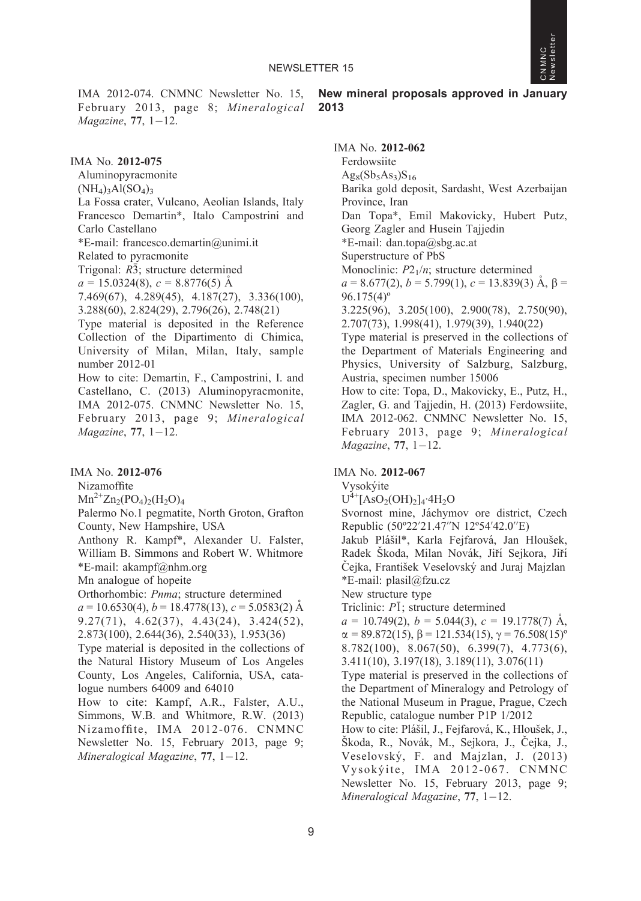IMA 2012-074. CNMNC Newsletter No. 15, February 2013, page 8; *Mineralogical Magazine*, **77**, 1–12.

IMA No. **2012-075**

Aluminopyracmonite

$(NH_4)_3Al(SO_4)_3$

La Fossa crater, Vulcano, Aeolian Islands, Italy

Francesco Demartin*, Italo Campostrini and Carlo Castellano

*E-mail: francesco.demartin@unimi.it

Related to pyracmonite

Trigonal: $R\bar{3}$; structure determined

$a$ = 15.0324(8), $c$ = 8.8776(5) Å

7.469(67), 4.289(45), 4.187(27), 3.336(100), 3.288(60), 2.824(29), 2.796(26), 2.748(21)

Type material is deposited in the Reference Collection of the Dipartimento di Chimica, University of Milan, Milan, Italy, sample number 2012-01

How to cite: Demartin, F., Campostrini, I. and Castellano, C. (2013) Aluminopyracmonite, IMA 2012-075. CNMNC Newsletter No. 15, February 2013, page 9; *Mineralogical Magazine*, **77**, 1–12.

IMA No. **2012-076**

Nizamoffite

$Mn^{2+}Zn_2(PO_4)_2(H_2O)_4$

Palermo No.1 pegmatite, North Groton, Grafton County, New Hampshire, USA

Anthony R. Kampf*, Alexander U. Falster, William B. Simmons and Robert W. Whitmore

*E-mail: akampf@nhm.org

Mn analogue of hopeite

Orthorhombic: *Pnma*; structure determined

$a$ = 10.6530(4), $b$ = 18.4778(13), $c$ = 5.0583(2) Å

9.27(71), 4.62(37), 4.43(24), 3.424(52), 2.873(100), 2.644(36), 2.540(33), 1.953(36)

Type material is deposited in the collections of the Natural History Museum of Los Angeles County, Los Angeles, California, USA, catalogue numbers 64009 and 64010

How to cite: Kampf, A.R., Falster, A.U., Simmons, W.B. and Whitmore, R.W. (2013) Nizamoffite, IMA 2012-076. CNMNC Newsletter No. 15, February 2013, page 9; *Mineralogical Magazine*, **77**, 1–12.

## New mineral proposals approved in January 2013

IMA No. **2012-062**

Ferdowsiite

$Ag_8(Sb_5As_3)S_{16}$

Barika gold deposit, Sardasht, West Azerbaijan Province, Iran

Dan Topa*, Emil Makovicky, Hubert Putz, Georg Zagler and Husein Tajjedin

*E-mail: dan.topa@sbg.ac.at

Superstructure of PbS

Monoclinic: $P2_1/n$; structure determined

$a$ = 8.677(2), $b$ = 5.799(1), $c$ = 13.839(3) Å, $\beta$ = 96.175(4)º

3.225(96), 3.205(100), 2.900(78), 2.750(90), 2.707(73), 1.998(41), 1.979(39), 1.940(22)

Type material is preserved in the collections of the Department of Materials Engineering and Physics, University of Salzburg, Salzburg, Austria, specimen number 15006

How to cite: Topa, D., Makovicky, E., Putz, H., Zagler, G. and Tajjedin, H. (2013) Ferdowsiite, IMA 2012-062. CNMNC Newsletter No. 15, February 2013, page 9; *Mineralogical Magazine*, **77**, 1–12.

IMA No. **2012-067**

Vysokýite

$U^{4+}[AsO_2(OH)_2]_4{\cdot}4H_2O$

Svornost mine, Jáchymov ore district, Czech Republic (50º22′21.47″N 12º54′42.0″E)

Jakub Plášil*, Karla Fejfarová, Jan Hloušek, Radek Škoda, Milan Novák, Jiří Sejkora, Jiří Čejka, František Veselovský and Juraj Majzlan

*E-mail: plasil@fzu.cz

New structure type

Triclinic: $P\bar{1}$; structure determined

$a$ = 10.749(2), $b$ = 5.044(3), $c$ = 19.1778(7) Å, $\alpha$ = 89.872(15), $\beta$ = 121.534(15), $\gamma$ = 76.508(15)º

8.782(100), 8.067(50), 6.399(7), 4.773(6), 3.411(10), 3.197(18), 3.189(11), 3.076(11)

Type material is preserved in the collections of the Department of Mineralogy and Petrology of the National Museum in Prague, Prague, Czech Republic, catalogue number P1P 1/2012

How to cite: Plášil, J., Fejfarová, K., Hloušek, J., Škoda, R., Novák, M., Sejkora, J., Čejka, J., Veselovský, F. and Majzlan, J. (2013) Vysokýite, IMA 2012-067. CNMNC Newsletter No. 15, February 2013, page 9; *Mineralogical Magazine*, **77**, 1–12.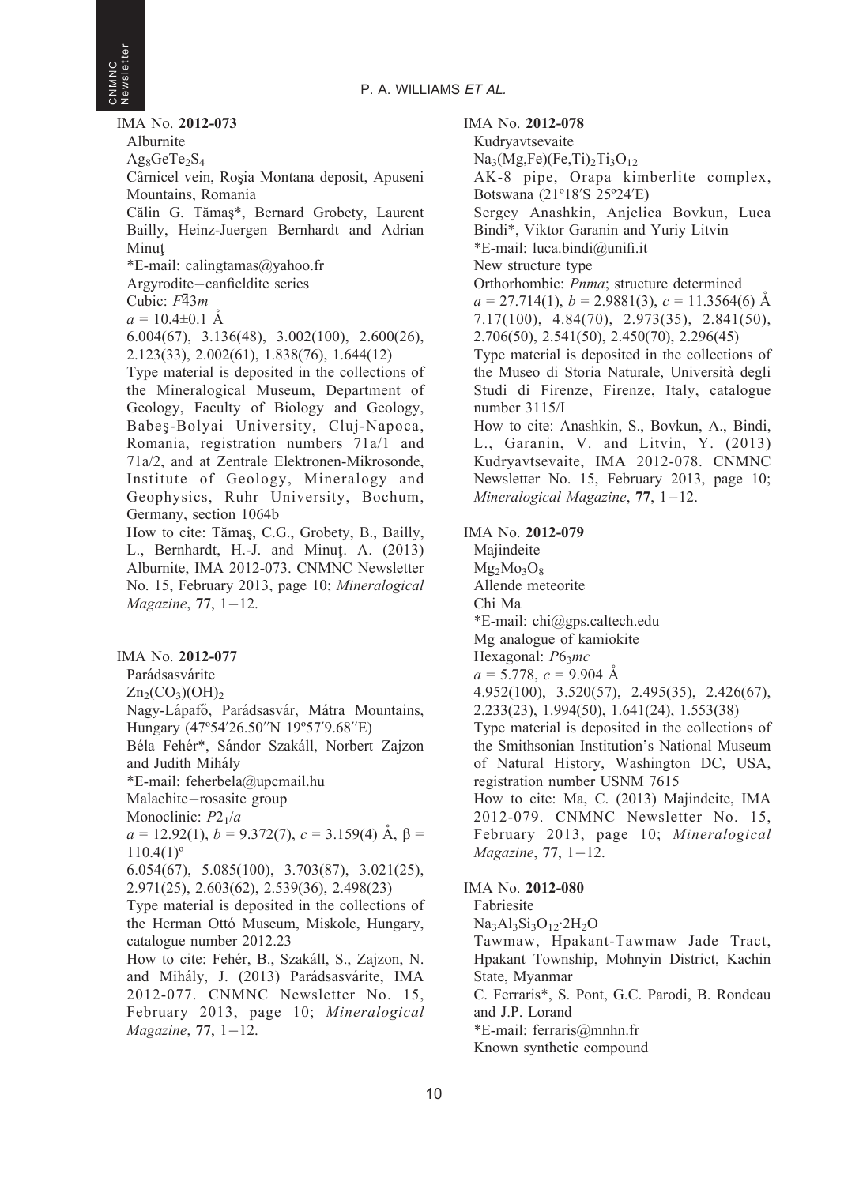IMA No. **2012-073**

Alburnite

$Ag_8GeTe_2S_4$

Cârnicel vein, Roşia Montana deposit, Apuseni Mountains, Romania

Călin G. Tămaş*, Bernard Grobety, Laurent Bailly, Heinz-Juergen Bernhardt and Adrian Minuţ

*E-mail: calingtamas@yahoo.fr

Argyrodite–canfieldite series

Cubic: $F\bar{4}3m$

$a = 10.4 \pm 0.1$ Å

6.004(67), 3.136(48), 3.002(100), 2.600(26), 2.123(33), 2.002(61), 1.838(76), 1.644(12)

Type material is deposited in the collections of the Mineralogical Museum, Department of Geology, Faculty of Biology and Geology, Babeş-Bolyai University, Cluj-Napoca, Romania, registration numbers 71a/1 and 71a/2, and at Zentrale Elektronen-Mikrosonde, Institute of Geology, Mineralogy and Geophysics, Ruhr University, Bochum, Germany, section 1064b

How to cite: Tămaş, C.G., Grobety, B., Bailly, L., Bernhardt, H.-J. and Minuţ. A. (2013) Alburnite, IMA 2012-073. CNMNC Newsletter No. 15, February 2013, page 10; *Mineralogical Magazine*, **77**, 1–12.

IMA No. **2012-077**

Parádsasvárite

$Zn_2(CO_3)(OH)_2$

Nagy-Lápafő, Parádsasvár, Mátra Mountains, Hungary (47º54′26.50″N 19º57′9.68″E)

Béla Fehér*, Sándor Szakáll, Norbert Zajzon and Judith Mihály

*E-mail: feherbela@upcmail.hu

Malachite–rosasite group

Monoclinic: $P2_1/a$

$a = 12.92(1)$, $b = 9.372(7)$, $c = 3.159(4)$ Å, $\beta = 110.4(1)$º

6.054(67), 5.085(100), 3.703(87), 3.021(25), 2.971(25), 2.603(62), 2.539(36), 2.498(23)

Type material is deposited in the collections of the Herman Ottó Museum, Miskolc, Hungary, catalogue number 2012.23

How to cite: Fehér, B., Szakáll, S., Zajzon, N. and Mihály, J. (2013) Parádsasvárite, IMA 2012-077. CNMNC Newsletter No. 15, February 2013, page 10; *Mineralogical Magazine*, **77**, 1–12.

IMA No. **2012-078**

Kudryavtsevaite

$Na_3(Mg,Fe)(Fe,Ti)_2Ti_3O_{12}$

AK-8 pipe, Orapa kimberlite complex, Botswana (21º18′S 25º24′E)

Sergey Anashkin, Anjelica Bovkun, Luca Bindi*, Viktor Garanin and Yuriy Litvin

*E-mail: luca.bindi@unifi.it

New structure type

Orthorhombic: *Pnma*; structure determined

$a = 27.714(1)$, $b = 2.9881(3)$, $c = 11.3564(6)$ Å

7.17(100), 4.84(70), 2.973(35), 2.841(50), 2.706(50), 2.541(50), 2.450(70), 2.296(45)

Type material is deposited in the collections of the Museo di Storia Naturale, Università degli Studi di Firenze, Firenze, Italy, catalogue number 3115/I

How to cite: Anashkin, S., Bovkun, A., Bindi, L., Garanin, V. and Litvin, Y. (2013) Kudryavtsevaite, IMA 2012-078. CNMNC Newsletter No. 15, February 2013, page 10; *Mineralogical Magazine*, **77**, 1–12.

IMA No. **2012-079**

Majindeite

$Mg_2Mo_3O_8$

Allende meteorite

Chi Ma

*E-mail: chi@gps.caltech.edu

Mg analogue of kamiokite

Hexagonal: $P6_3mc$

$a = 5.778$, $c = 9.904$ Å

4.952(100), 3.520(57), 2.495(35), 2.426(67), 2.233(23), 1.994(50), 1.641(24), 1.553(38)

Type material is deposited in the collections of the Smithsonian Institution's National Museum of Natural History, Washington DC, USA, registration number USNM 7615

How to cite: Ma, C. (2013) Majindeite, IMA 2012-079. CNMNC Newsletter No. 15, February 2013, page 10; *Mineralogical Magazine*, **77**, 1–12.

IMA No. **2012-080**

Fabriesite

$Na_3Al_3Si_3O_{12}\cdot 2H_2O$

Tawmaw, Hpakant-Tawmaw Jade Tract, Hpakant Township, Mohnyin District, Kachin State, Myanmar

C. Ferraris*, S. Pont, G.C. Parodi, B. Rondeau and J.P. Lorand

*E-mail: ferraris@mnhn.fr

Known synthetic compound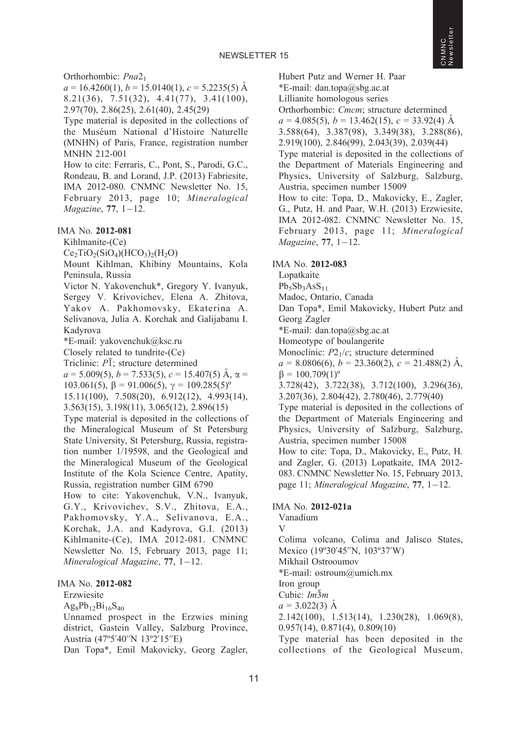Orthorhombic: $Pna2_1$

$a = 16.4260(1)$, $b = 15.0140(1)$, $c = 5.2235(5)$ Å

8.21(36), 7.51(32), 4.41(77), 3.41(100), 2.97(70), 2.86(25), 2.61(40), 2.45(29)

Type material is deposited in the collections of the Muséum National d'Histoire Naturelle (MNHN) of Paris, France, registration number MNHN 212-001

How to cite: Ferraris, C., Pont, S., Parodi, G.C., Rondeau, B. and Lorand, J.P. (2013) Fabriesite, IMA 2012-080. CNMNC Newsletter No. 15, February 2013, page 10; *Mineralogical Magazine*, **77**, 1–12.

IMA No. **2012-081**

Kihlmanite-(Ce)

$Ce_2TiO_2(SiO_4)(HCO_3)_2(H_2O)$

Mount Kihlman, Khibiny Mountains, Kola Peninsula, Russia

Victor N. Yakovenchuk*, Gregory Y. Ivanyuk, Sergey V. Krivovichev, Elena A. Zhitova, Yakov A. Pakhomovsky, Ekaterina A. Selivanova, Julia A. Korchak and Galijabanu I. Kadyrova

*E-mail: yakovenchuk@ksc.ru

Closely related to tundrite-(Ce)

Triclinic: $P\bar{1}$; structure determined

$a = 5.009(5)$, $b = 7.533(5)$, $c = 15.407(5)$ Å, $\alpha = 103.061(5)$, $\beta = 91.006(5)$, $\gamma = 109.285(5)$º

15.11(100), 7.508(20), 6.912(12), 4.993(14), 3.563(15), 3.198(11), 3.065(12), 2.896(15)

Type material is deposited in the collections of the Mineralogical Museum of St Petersburg State University, St Petersburg, Russia, registration number 1/19598, and the Geological and the Mineralogical Museum of the Geological Institute of the Kola Science Centre, Apatity, Russia, registration number GIM 6790

How to cite: Yakovenchuk, V.N., Ivanyuk, G.Y., Krivovichev, S.V., Zhitova, E.A., Pakhomovsky, Y.A., Selivanova, E.A., Korchak, J.A. and Kadyrova, G.I. (2013) Kihlmanite-(Ce), IMA 2012-081. CNMNC Newsletter No. 15, February 2013, page 11; *Mineralogical Magazine*, **77**, 1–12.

IMA No. **2012-082**

Erzwiesite

$Ag_8Pb_{12}Bi_{16}S_{40}$

Unnamed prospect in the Erzwies mining district, Gastein Valley, Salzburg Province, Austria (47º5′40′′N 13º2′15′′E)

Dan Topa*, Emil Makovicky, Georg Zagler, Hubert Putz and Werner H. Paar

*E-mail: dan.topa@sbg.ac.at

Lillianite homologous series

Orthorhombic: *Cmcm*; structure determined

$a = 4.085(5)$, $b = 13.462(15)$, $c = 33.92(4)$ Å

3.588(64), 3.387(98), 3.349(38), 3.288(86), 2.919(100), 2.846(99), 2.043(39), 2.039(44)

Type material is deposited in the collections of the Department of Materials Engineering and Physics, University of Salzburg, Salzburg, Austria, specimen number 15009

How to cite: Topa, D., Makovicky, E., Zagler, G., Putz, H. and Paar, W.H. (2013) Erzwiesite, IMA 2012-082. CNMNC Newsletter No. 15, February 2013, page 11; *Mineralogical Magazine*, **77**, 1–12.

IMA No. **2012-083**

Lopatkaite

$Pb_5Sb_3AsS_{11}$

Madoc, Ontario, Canada

Dan Topa*, Emil Makovicky, Hubert Putz and Georg Zagler

*E-mail: dan.topa@sbg.ac.at

Homeotype of boulangerite

Monoclinic: $P2_1/c$; structure determined

$a = 8.0806(6)$, $b = 23.360(2)$, $c = 21.488(2)$ Å, $\beta = 100.709(1)$º

3.728(42), 3.722(38), 3.712(100), 3.296(36), 3.207(36), 2.804(42), 2.780(46), 2.779(40)

Type material is deposited in the collections of the Department of Materials Engineering and Physics, University of Salzburg, Salzburg, Austria, specimen number 15008

How to cite: Topa, D., Makovicky, E., Putz, H. and Zagler, G. (2013) Lopatkaite, IMA 2012-083. CNMNC Newsletter No. 15, February 2013, page 11; *Mineralogical Magazine*, **77**, 1–12.

IMA No. **2012-021a**

Vanadium

V

Colima volcano, Colima and Jalisco States, Mexico (19º30′45′′N, 103º37′W)

Mikhail Ostrooumov

*E-mail: ostroum@umich.mx

Iron group

Cubic: $Im\bar{3}m$

$a = 3.022(3)$ Å

2.142(100), 1.513(14), 1.230(28), 1.069(8), 0.957(14), 0.871(4), 0.809(10)

Type material has been deposited in the collections of the Geological Museum,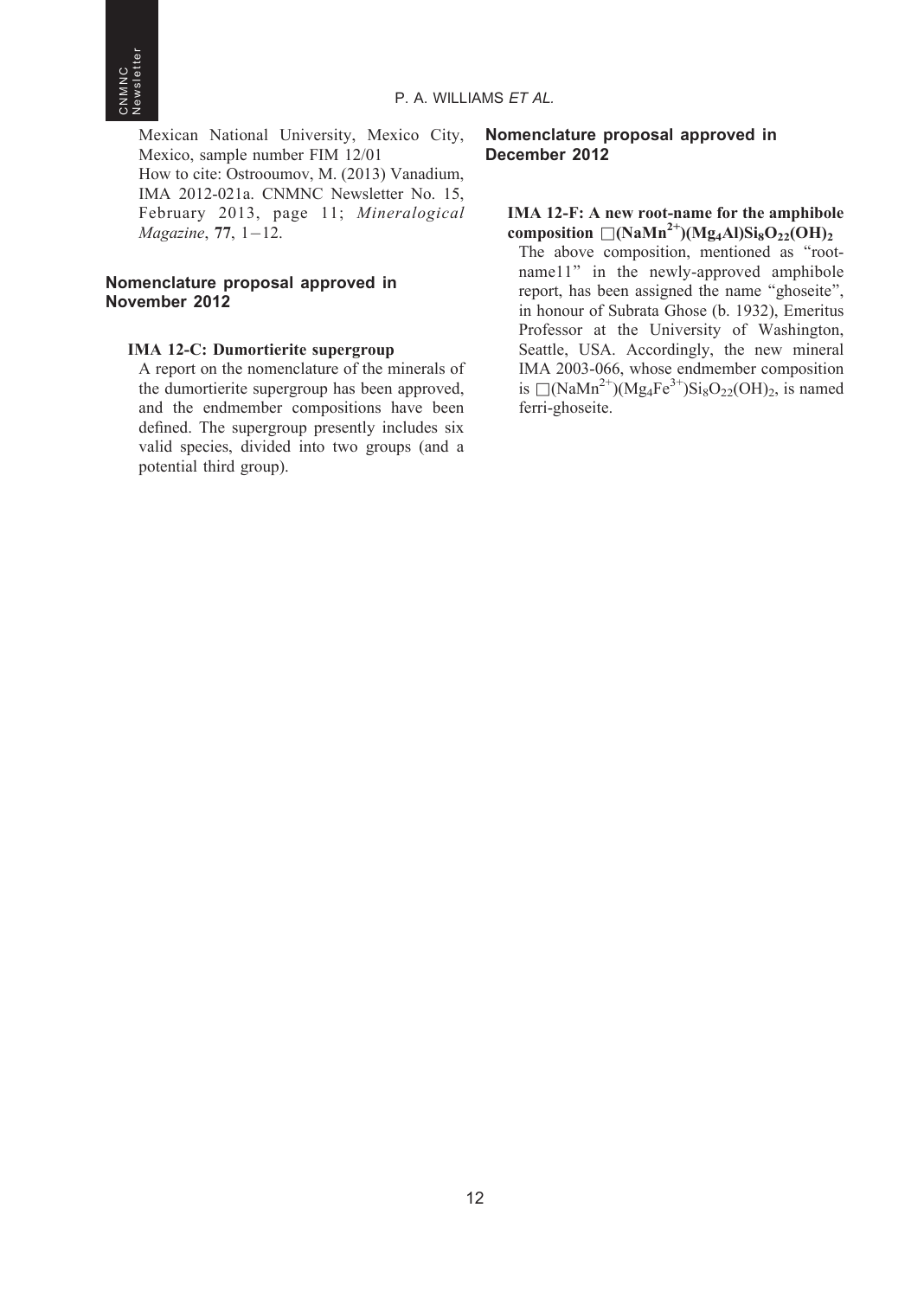Mexican National University, Mexico City, Mexico, sample number FIM 12/01

How to cite: Ostrooumov, M. (2013) Vanadium, IMA 2012-021a. CNMNC Newsletter No. 15, February 2013, page 11; *Mineralogical Magazine*, **77**, 1–12.

## Nomenclature proposal approved in November 2012

### IMA 12-C: Dumortierite supergroup

A report on the nomenclature of the minerals of the dumortierite supergroup has been approved, and the endmember compositions have been defined. The supergroup presently includes six valid species, divided into two groups (and a potential third group).

## Nomenclature proposal approved in December 2012

### IMA 12-F: A new root-name for the amphibole composition $\square(NaMn^{2+})(Mg_4Al)Si_8O_{22}(OH)_2$

The above composition, mentioned as "rootname11" in the newly-approved amphibole report, has been assigned the name "ghoseite", in honour of Subrata Ghose (b. 1932), Emeritus Professor at the University of Washington, Seattle, USA. Accordingly, the new mineral IMA 2003-066, whose endmember composition is $\square(NaMn^{2+})(Mg_4Fe^{3+})Si_8O_{22}(OH)_2$, is named ferri-ghoseite.